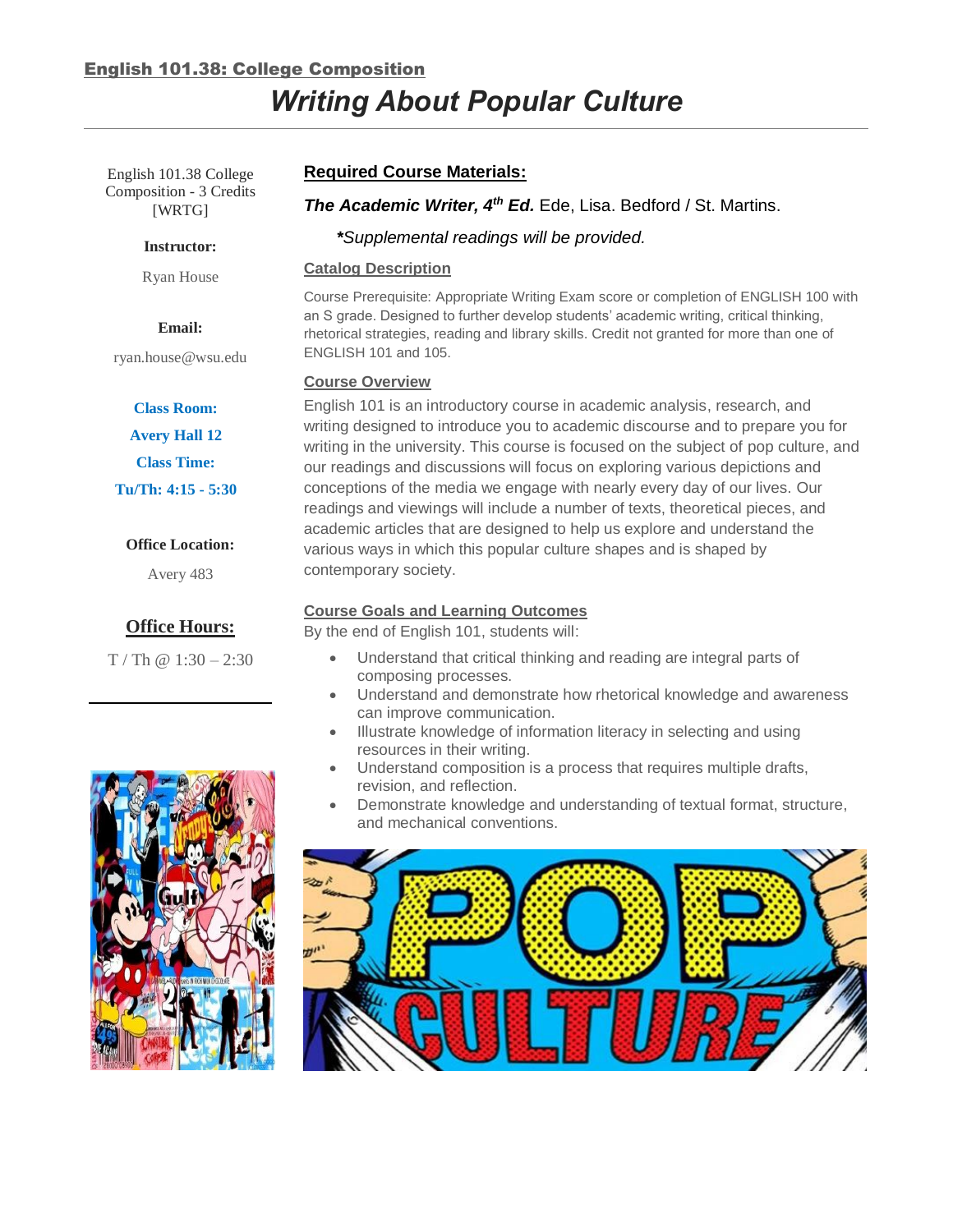## English 101.38: College Composition

# *Writing About Popular Culture*

English 101.38 College Composition - 3 Credits [WRTG]

**Instructor:**

Ryan House

**Email:**

ryan.house@wsu.edu

**Class Room:**

**Avery Hall 12**

**Class Time:**

**Tu/Th: 4:15 - 5:30**

**Office Location:**

Avery 483

**Office Hours:**

T / Th @ 1:30 – 2:30

### Required Course Materials:

***The Academic Writer, 4th Ed.*** Ede, Lisa. Bedford / St. Martins.

*\*Supplemental readings will be provided.*

### Catalog Description

Course Prerequisite: Appropriate Writing Exam score or completion of ENGLISH 100 with an S grade. Designed to further develop students' academic writing, critical thinking, rhetorical strategies, reading and library skills. Credit not granted for more than one of ENGLISH 101 and 105.

### Course Overview

English 101 is an introductory course in academic analysis, research, and writing designed to introduce you to academic discourse and to prepare you for writing in the university. This course is focused on the subject of pop culture, and our readings and discussions will focus on exploring various depictions and conceptions of the media we engage with nearly every day of our lives. Our readings and viewings will include a number of texts, theoretical pieces, and academic articles that are designed to help us explore and understand the various ways in which this popular culture shapes and is shaped by contemporary society.

### Course Goals and Learning Outcomes

By the end of English 101, students will:

- Understand that critical thinking and reading are integral parts of composing processes.
- Understand and demonstrate how rhetorical knowledge and awareness can improve communication.
- Illustrate knowledge of information literacy in selecting and using resources in their writing.
- Understand composition is a process that requires multiple drafts, revision, and reflection.
- Demonstrate knowledge and understanding of textual format, structure, and mechanical conventions.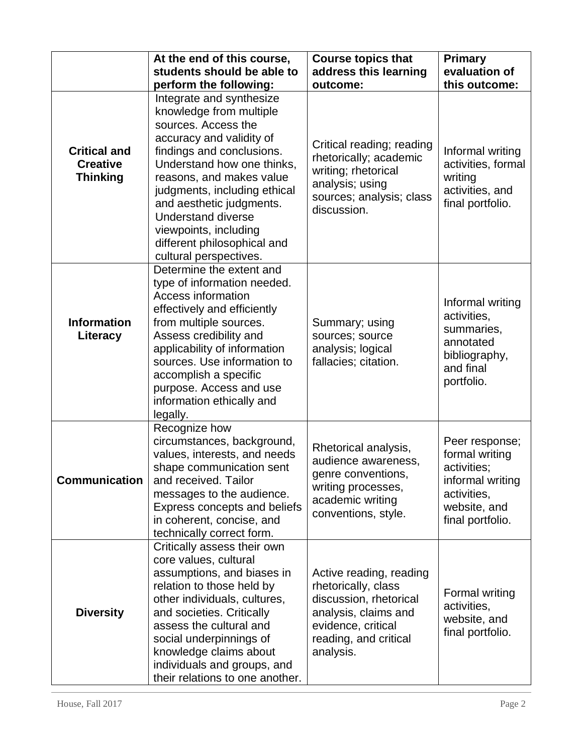| | At the end of this course, students should be able to perform the following: | Course topics that address this learning outcome: | Primary evaluation of this outcome: |
|---|---|---|---|
| **Critical and Creative Thinking** | Integrate and synthesize knowledge from multiple sources. Access the accuracy and validity of findings and conclusions. Understand how one thinks, reasons, and makes value judgments, including ethical and aesthetic judgments. Understand diverse viewpoints, including different philosophical and cultural perspectives. | Critical reading; reading rhetorically; academic writing; rhetorical analysis; using sources; analysis; class discussion. | Informal writing activities, formal writing activities, and final portfolio. |
| **Information Literacy** | Determine the extent and type of information needed. Access information effectively and efficiently from multiple sources. Assess credibility and applicability of information sources. Use information to accomplish a specific purpose. Access and use information ethically and legally. | Summary; using sources; source analysis; logical fallacies; citation. | Informal writing activities, summaries, annotated bibliography, and final portfolio. |
| **Communication** | Recognize how circumstances, background, values, interests, and needs shape communication sent and received. Tailor messages to the audience. Express concepts and beliefs in coherent, concise, and technically correct form. | Rhetorical analysis, audience awareness, genre conventions, writing processes, academic writing conventions, style. | Peer response; formal writing activities; informal writing activities, website, and final portfolio. |
| **Diversity** | Critically assess their own core values, cultural assumptions, and biases in relation to those held by other individuals, cultures, and societies. Critically assess the cultural and social underpinnings of knowledge claims about individuals and groups, and their relations to one another. | Active reading, reading rhetorically, class discussion, rhetorical analysis, claims and evidence, critical reading, and critical analysis. | Formal writing activities, website, and final portfolio. |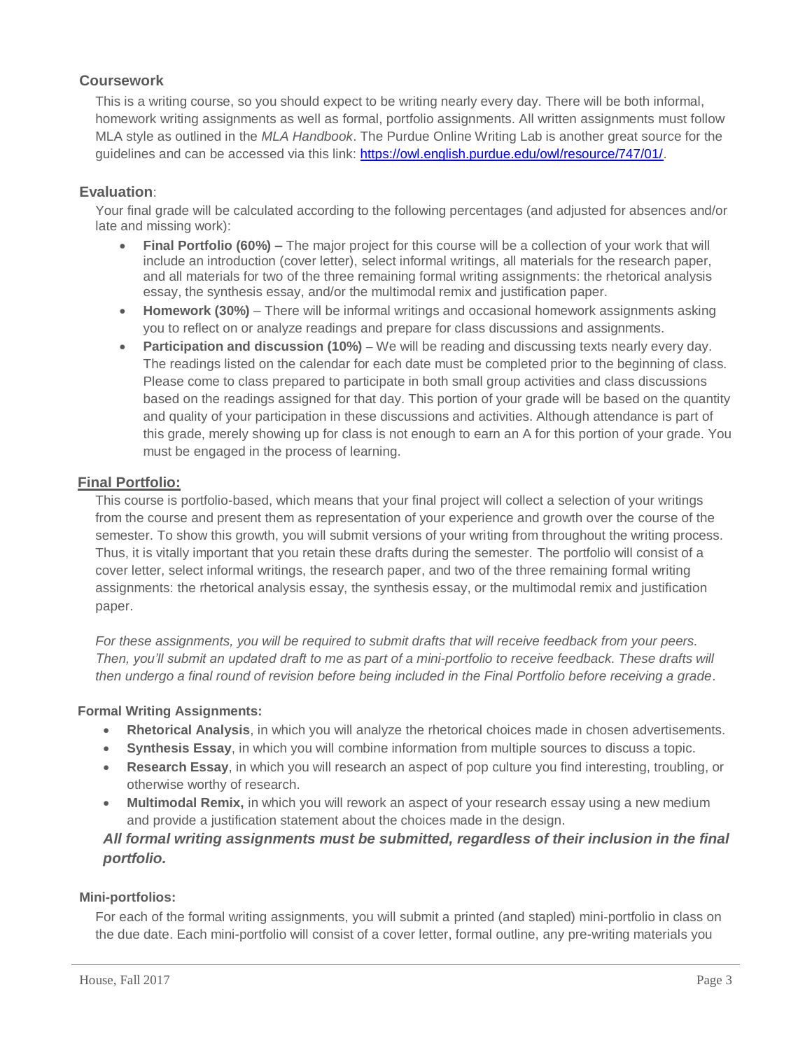### Coursework

This is a writing course, so you should expect to be writing nearly every day. There will be both informal, homework writing assignments as well as formal, portfolio assignments. All written assignments must follow MLA style as outlined in the *MLA Handbook*. The Purdue Online Writing Lab is another great source for the guidelines and can be accessed via this link: [https://owl.english.purdue.edu/owl/resource/747/01/](https://owl.english.purdue.edu/owl/resource/747/01/).

### Evaluation:

Your final grade will be calculated according to the following percentages (and adjusted for absences and/or late and missing work):

- **Final Portfolio (60%) –** The major project for this course will be a collection of your work that will include an introduction (cover letter), select informal writings, all materials for the research paper, and all materials for two of the three remaining formal writing assignments: the rhetorical analysis essay, the synthesis essay, and/or the multimodal remix and justification paper.
- **Homework (30%)** – There will be informal writings and occasional homework assignments asking you to reflect on or analyze readings and prepare for class discussions and assignments.
- **Participation and discussion (10%)** – We will be reading and discussing texts nearly every day. The readings listed on the calendar for each date must be completed prior to the beginning of class. Please come to class prepared to participate in both small group activities and class discussions based on the readings assigned for that day. This portion of your grade will be based on the quantity and quality of your participation in these discussions and activities. Although attendance is part of this grade, merely showing up for class is not enough to earn an A for this portion of your grade. You must be engaged in the process of learning.

## Final Portfolio:

This course is portfolio-based, which means that your final project will collect a selection of your writings from the course and present them as representation of your experience and growth over the course of the semester. To show this growth, you will submit versions of your writing from throughout the writing process. Thus, it is vitally important that you retain these drafts during the semester. The portfolio will consist of a cover letter, select informal writings, the research paper, and two of the three remaining formal writing assignments: the rhetorical analysis essay, the synthesis essay, or the multimodal remix and justification paper.

*For these assignments, you will be required to submit drafts that will receive feedback from your peers. Then, you'll submit an updated draft to me as part of a mini-portfolio to receive feedback. These drafts will then undergo a final round of revision before being included in the Final Portfolio before receiving a grade.*

### Formal Writing Assignments:

- **Rhetorical Analysis**, in which you will analyze the rhetorical choices made in chosen advertisements.
- **Synthesis Essay**, in which you will combine information from multiple sources to discuss a topic.
- **Research Essay**, in which you will research an aspect of pop culture you find interesting, troubling, or otherwise worthy of research.
- **Multimodal Remix,** in which you will rework an aspect of your research essay using a new medium and provide a justification statement about the choices made in the design.

***All formal writing assignments must be submitted, regardless of their inclusion in the final portfolio.***

### Mini-portfolios:

For each of the formal writing assignments, you will submit a printed (and stapled) mini-portfolio in class on the due date. Each mini-portfolio will consist of a cover letter, formal outline, any pre-writing materials you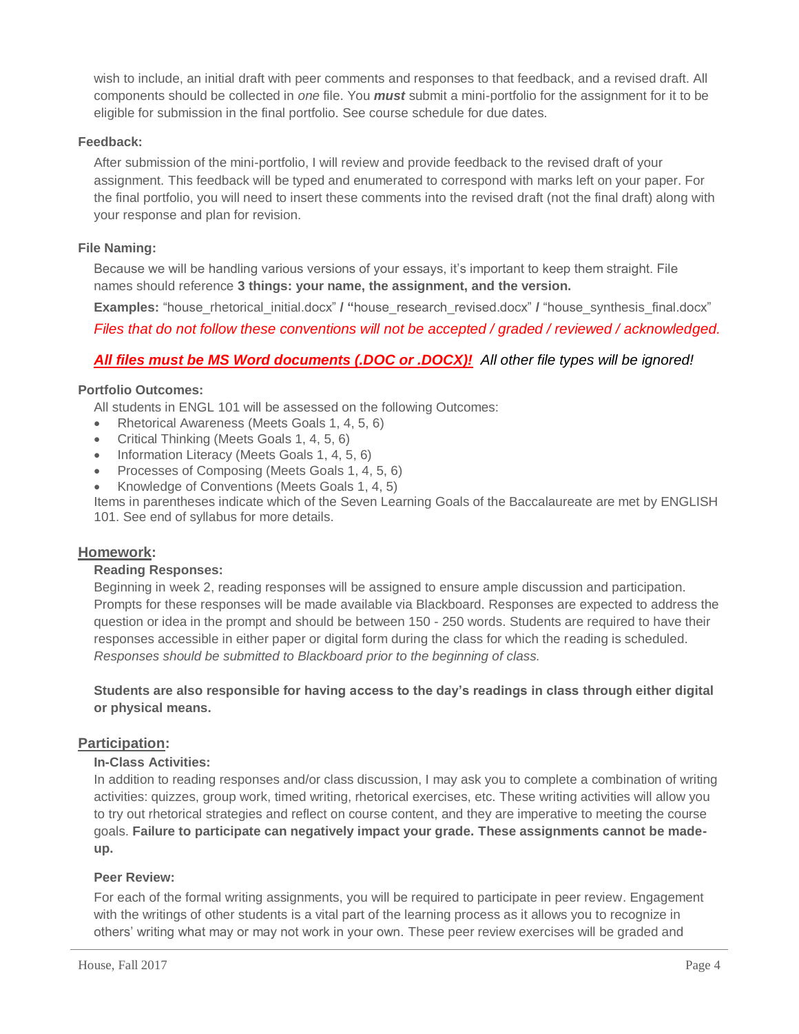wish to include, an initial draft with peer comments and responses to that feedback, and a revised draft. All components should be collected in *one* file. You ***must*** submit a mini-portfolio for the assignment for it to be eligible for submission in the final portfolio. See course schedule for due dates.

**Feedback:**

After submission of the mini-portfolio, I will review and provide feedback to the revised draft of your assignment. This feedback will be typed and enumerated to correspond with marks left on your paper. For the final portfolio, you will need to insert these comments into the revised draft (not the final draft) along with your response and plan for revision.

**File Naming:**

Because we will be handling various versions of your essays, it's important to keep them straight. File names should reference **3 things: your name, the assignment, and the version.**

**Examples:** "house_rhetorical_initial.docx" **/** "house_research_revised.docx" **/** "house_synthesis_final.docx"

*Files that do not follow these conventions will not be accepted / graded / reviewed / acknowledged.*

***All files must be MS Word documents (.DOC or .DOCX)!*** *All other file types will be ignored!*

**Portfolio Outcomes:**

All students in ENGL 101 will be assessed on the following Outcomes:

- Rhetorical Awareness (Meets Goals 1, 4, 5, 6)
- Critical Thinking (Meets Goals 1, 4, 5, 6)
- Information Literacy (Meets Goals 1, 4, 5, 6)
- Processes of Composing (Meets Goals 1, 4, 5, 6)
- Knowledge of Conventions (Meets Goals 1, 4, 5)

Items in parentheses indicate which of the Seven Learning Goals of the Baccalaureate are met by ENGLISH 101. See end of syllabus for more details.

## Homework:

**Reading Responses:**

Beginning in week 2, reading responses will be assigned to ensure ample discussion and participation. Prompts for these responses will be made available via Blackboard. Responses are expected to address the question or idea in the prompt and should be between 150 - 250 words. Students are required to have their responses accessible in either paper or digital form during the class for which the reading is scheduled. *Responses should be submitted to Blackboard prior to the beginning of class.*

**Students are also responsible for having access to the day's readings in class through either digital or physical means.**

## Participation:

**In-Class Activities:**

In addition to reading responses and/or class discussion, I may ask you to complete a combination of writing activities: quizzes, group work, timed writing, rhetorical exercises, etc. These writing activities will allow you to try out rhetorical strategies and reflect on course content, and they are imperative to meeting the course goals. **Failure to participate can negatively impact your grade. These assignments cannot be made-up.**

**Peer Review:**

For each of the formal writing assignments, you will be required to participate in peer review. Engagement with the writings of other students is a vital part of the learning process as it allows you to recognize in others' writing what may or may not work in your own. These peer review exercises will be graded and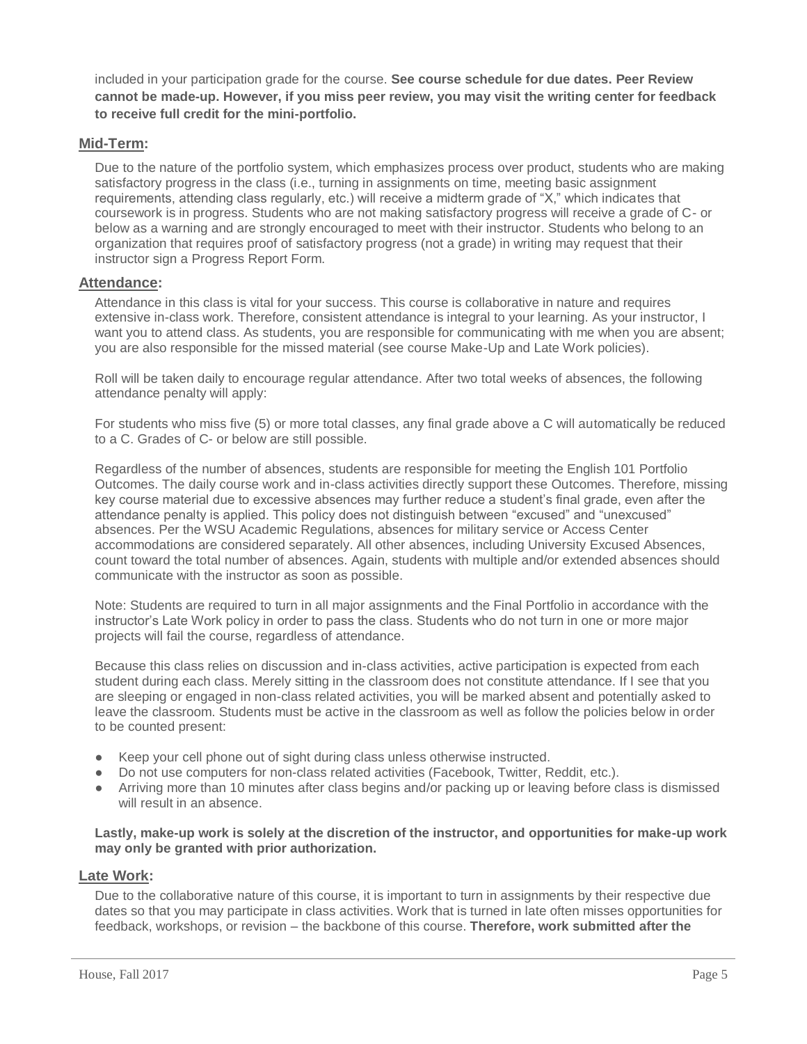included in your participation grade for the course. **See course schedule for due dates. Peer Review cannot be made-up. However, if you miss peer review, you may visit the writing center for feedback to receive full credit for the mini-portfolio.**

## Mid-Term:

Due to the nature of the portfolio system, which emphasizes process over product, students who are making satisfactory progress in the class (i.e., turning in assignments on time, meeting basic assignment requirements, attending class regularly, etc.) will receive a midterm grade of "X," which indicates that coursework is in progress. Students who are not making satisfactory progress will receive a grade of C- or below as a warning and are strongly encouraged to meet with their instructor. Students who belong to an organization that requires proof of satisfactory progress (not a grade) in writing may request that their instructor sign a Progress Report Form.

## Attendance:

Attendance in this class is vital for your success. This course is collaborative in nature and requires extensive in-class work. Therefore, consistent attendance is integral to your learning. As your instructor, I want you to attend class. As students, you are responsible for communicating with me when you are absent; you are also responsible for the missed material (see course Make-Up and Late Work policies).

Roll will be taken daily to encourage regular attendance. After two total weeks of absences, the following attendance penalty will apply:

For students who miss five (5) or more total classes, any final grade above a C will automatically be reduced to a C. Grades of C- or below are still possible.

Regardless of the number of absences, students are responsible for meeting the English 101 Portfolio Outcomes. The daily course work and in-class activities directly support these Outcomes. Therefore, missing key course material due to excessive absences may further reduce a student's final grade, even after the attendance penalty is applied. This policy does not distinguish between "excused" and "unexcused" absences. Per the WSU Academic Regulations, absences for military service or Access Center accommodations are considered separately. All other absences, including University Excused Absences, count toward the total number of absences. Again, students with multiple and/or extended absences should communicate with the instructor as soon as possible.

Note: Students are required to turn in all major assignments and the Final Portfolio in accordance with the instructor's Late Work policy in order to pass the class. Students who do not turn in one or more major projects will fail the course, regardless of attendance.

Because this class relies on discussion and in-class activities, active participation is expected from each student during each class. Merely sitting in the classroom does not constitute attendance. If I see that you are sleeping or engaged in non-class related activities, you will be marked absent and potentially asked to leave the classroom. Students must be active in the classroom as well as follow the policies below in order to be counted present:

- Keep your cell phone out of sight during class unless otherwise instructed.
- Do not use computers for non-class related activities (Facebook, Twitter, Reddit, etc.).
- Arriving more than 10 minutes after class begins and/or packing up or leaving before class is dismissed will result in an absence.

**Lastly, make-up work is solely at the discretion of the instructor, and opportunities for make-up work may only be granted with prior authorization.**

## Late Work:

Due to the collaborative nature of this course, it is important to turn in assignments by their respective due dates so that you may participate in class activities. Work that is turned in late often misses opportunities for feedback, workshops, or revision – the backbone of this course. **Therefore, work submitted after the**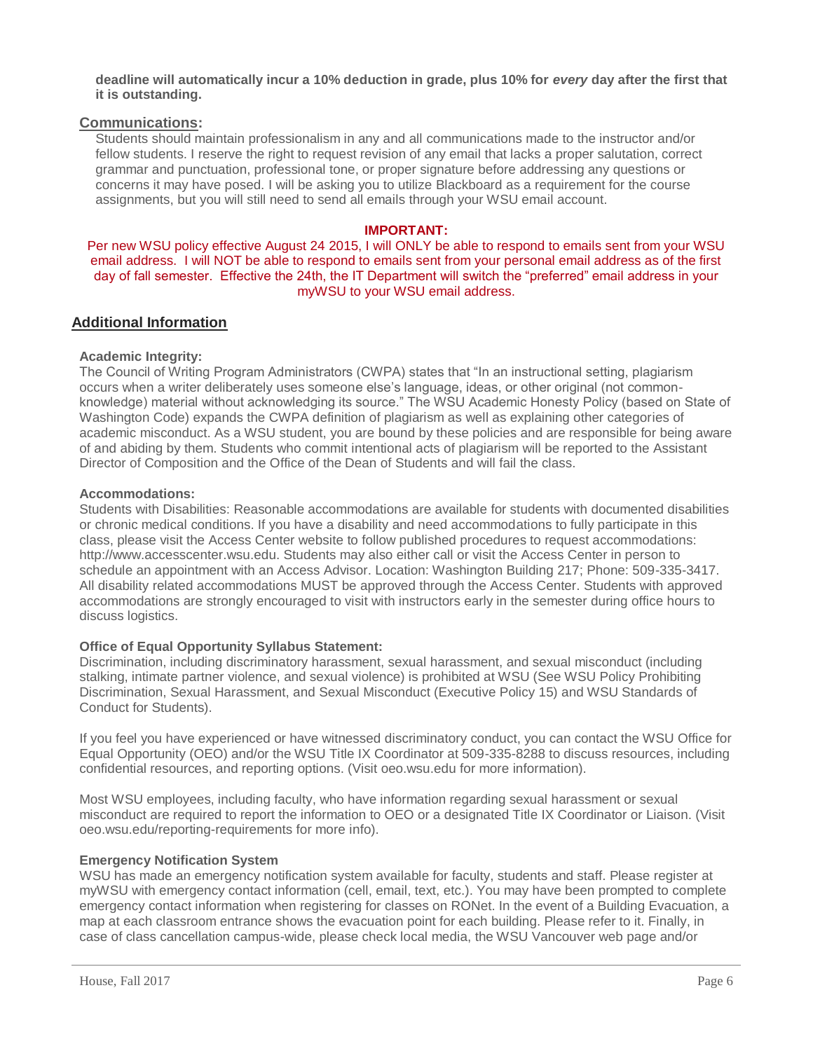**deadline will automatically incur a 10% deduction in grade, plus 10% for *every* day after the first that it is outstanding.**

## Communications:

Students should maintain professionalism in any and all communications made to the instructor and/or fellow students. I reserve the right to request revision of any email that lacks a proper salutation, correct grammar and punctuation, professional tone, or proper signature before addressing any questions or concerns it may have posed. I will be asking you to utilize Blackboard as a requirement for the course assignments, but you will still need to send all emails through your WSU email account.

**IMPORTANT:**

Per new WSU policy effective August 24 2015, I will ONLY be able to respond to emails sent from your WSU email address. I will NOT be able to respond to emails sent from your personal email address as of the first day of fall semester. Effective the 24th, the IT Department will switch the "preferred" email address in your myWSU to your WSU email address.

## Additional Information

### Academic Integrity:

The Council of Writing Program Administrators (CWPA) states that "In an instructional setting, plagiarism occurs when a writer deliberately uses someone else's language, ideas, or other original (not common-knowledge) material without acknowledging its source." The WSU Academic Honesty Policy (based on State of Washington Code) expands the CWPA definition of plagiarism as well as explaining other categories of academic misconduct. As a WSU student, you are bound by these policies and are responsible for being aware of and abiding by them. Students who commit intentional acts of plagiarism will be reported to the Assistant Director of Composition and the Office of the Dean of Students and will fail the class.

### Accommodations:

Students with Disabilities: Reasonable accommodations are available for students with documented disabilities or chronic medical conditions. If you have a disability and need accommodations to fully participate in this class, please visit the Access Center website to follow published procedures to request accommodations: http://www.accesscenter.wsu.edu. Students may also either call or visit the Access Center in person to schedule an appointment with an Access Advisor. Location: Washington Building 217; Phone: 509-335-3417. All disability related accommodations MUST be approved through the Access Center. Students with approved accommodations are strongly encouraged to visit with instructors early in the semester during office hours to discuss logistics.

### Office of Equal Opportunity Syllabus Statement:

Discrimination, including discriminatory harassment, sexual harassment, and sexual misconduct (including stalking, intimate partner violence, and sexual violence) is prohibited at WSU (See WSU Policy Prohibiting Discrimination, Sexual Harassment, and Sexual Misconduct (Executive Policy 15) and WSU Standards of Conduct for Students).

If you feel you have experienced or have witnessed discriminatory conduct, you can contact the WSU Office for Equal Opportunity (OEO) and/or the WSU Title IX Coordinator at 509-335-8288 to discuss resources, including confidential resources, and reporting options. (Visit oeo.wsu.edu for more information).

Most WSU employees, including faculty, who have information regarding sexual harassment or sexual misconduct are required to report the information to OEO or a designated Title IX Coordinator or Liaison. (Visit oeo.wsu.edu/reporting-requirements for more info).

### Emergency Notification System

WSU has made an emergency notification system available for faculty, students and staff. Please register at myWSU with emergency contact information (cell, email, text, etc.). You may have been prompted to complete emergency contact information when registering for classes on RONet. In the event of a Building Evacuation, a map at each classroom entrance shows the evacuation point for each building. Please refer to it. Finally, in case of class cancellation campus-wide, please check local media, the WSU Vancouver web page and/or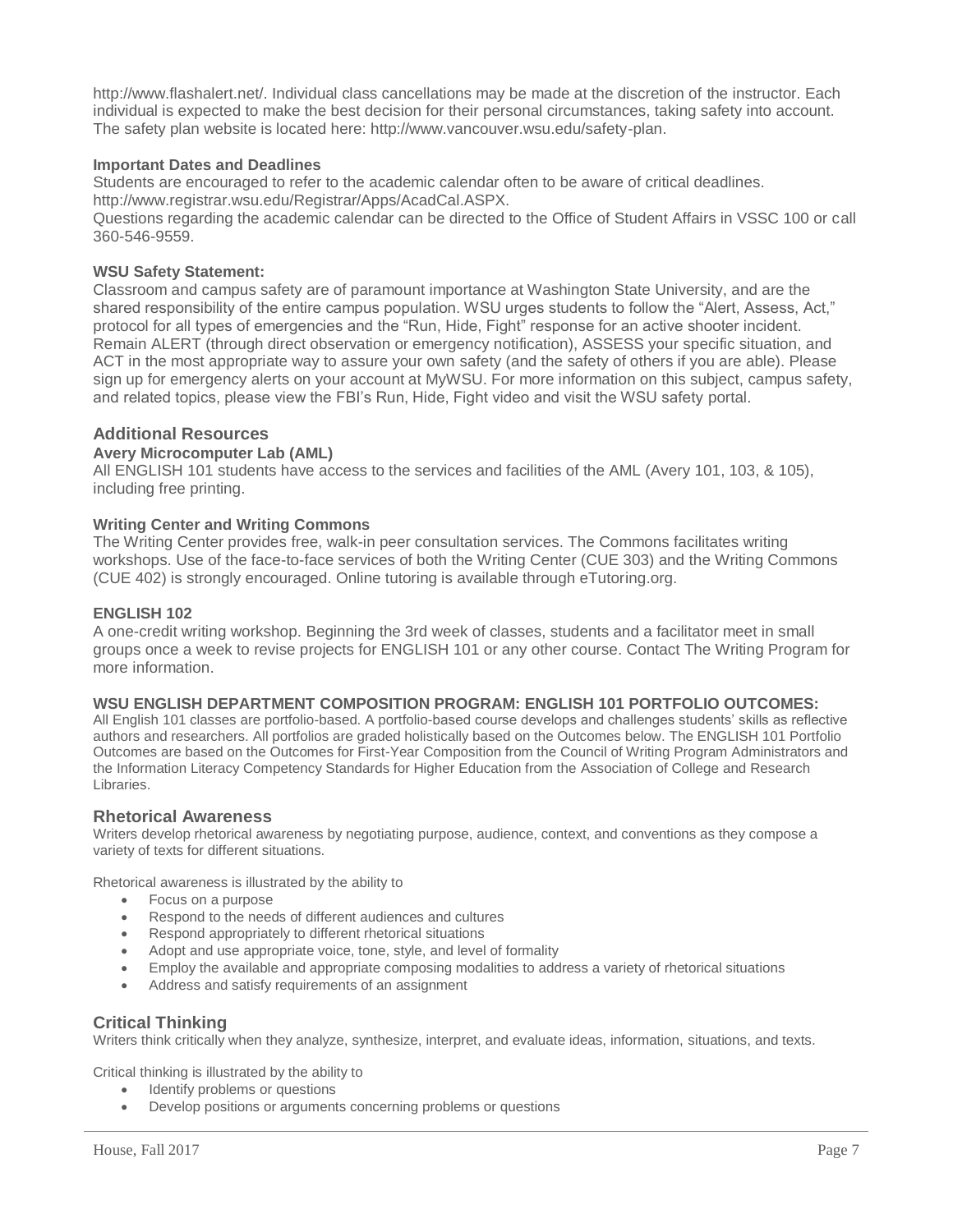http://www.flashalert.net/. Individual class cancellations may be made at the discretion of the instructor. Each individual is expected to make the best decision for their personal circumstances, taking safety into account. The safety plan website is located here: http://www.vancouver.wsu.edu/safety-plan.

**Important Dates and Deadlines**

Students are encouraged to refer to the academic calendar often to be aware of critical deadlines. http://www.registrar.wsu.edu/Registrar/Apps/AcadCal.ASPX.

Questions regarding the academic calendar can be directed to the Office of Student Affairs in VSSC 100 or call 360-546-9559.

**WSU Safety Statement:**

Classroom and campus safety are of paramount importance at Washington State University, and are the shared responsibility of the entire campus population. WSU urges students to follow the "Alert, Assess, Act," protocol for all types of emergencies and the "Run, Hide, Fight" response for an active shooter incident. Remain ALERT (through direct observation or emergency notification), ASSESS your specific situation, and ACT in the most appropriate way to assure your own safety (and the safety of others if you are able). Please sign up for emergency alerts on your account at MyWSU. For more information on this subject, campus safety, and related topics, please view the FBI's Run, Hide, Fight video and visit the WSU safety portal.

## Additional Resources

**Avery Microcomputer Lab (AML)**

All ENGLISH 101 students have access to the services and facilities of the AML (Avery 101, 103, & 105), including free printing.

**Writing Center and Writing Commons**

The Writing Center provides free, walk-in peer consultation services. The Commons facilitates writing workshops. Use of the face-to-face services of both the Writing Center (CUE 303) and the Writing Commons (CUE 402) is strongly encouraged. Online tutoring is available through eTutoring.org.

**ENGLISH 102**

A one-credit writing workshop. Beginning the 3rd week of classes, students and a facilitator meet in small groups once a week to revise projects for ENGLISH 101 or any other course. Contact The Writing Program for more information.

**WSU ENGLISH DEPARTMENT COMPOSITION PROGRAM: ENGLISH 101 PORTFOLIO OUTCOMES:**

All English 101 classes are portfolio-based. A portfolio-based course develops and challenges students' skills as reflective authors and researchers. All portfolios are graded holistically based on the Outcomes below. The ENGLISH 101 Portfolio Outcomes are based on the Outcomes for First-Year Composition from the Council of Writing Program Administrators and the Information Literacy Competency Standards for Higher Education from the Association of College and Research Libraries.

## Rhetorical Awareness

Writers develop rhetorical awareness by negotiating purpose, audience, context, and conventions as they compose a variety of texts for different situations.

Rhetorical awareness is illustrated by the ability to

- Focus on a purpose
- Respond to the needs of different audiences and cultures
- Respond appropriately to different rhetorical situations
- Adopt and use appropriate voice, tone, style, and level of formality
- Employ the available and appropriate composing modalities to address a variety of rhetorical situations
- Address and satisfy requirements of an assignment

## Critical Thinking

Writers think critically when they analyze, synthesize, interpret, and evaluate ideas, information, situations, and texts.

Critical thinking is illustrated by the ability to

- Identify problems or questions
- Develop positions or arguments concerning problems or questions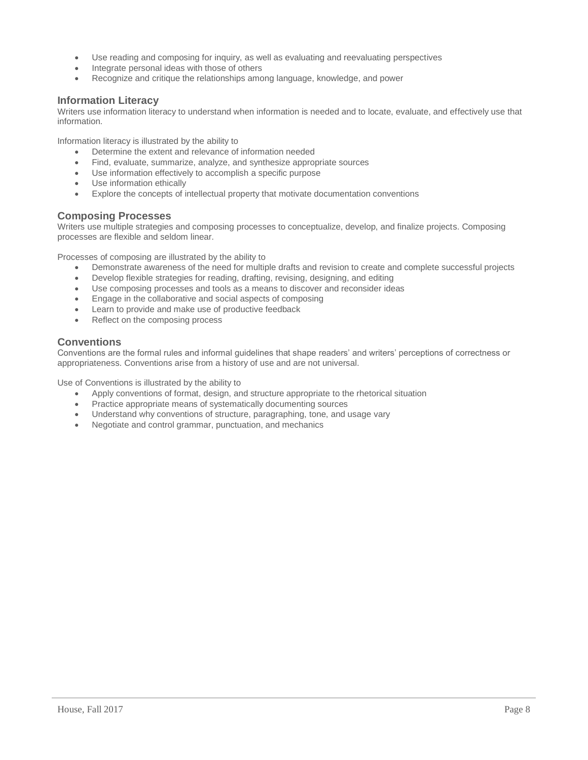- Use reading and composing for inquiry, as well as evaluating and reevaluating perspectives
- Integrate personal ideas with those of others
- Recognize and critique the relationships among language, knowledge, and power

## Information Literacy

Writers use information literacy to understand when information is needed and to locate, evaluate, and effectively use that information.

Information literacy is illustrated by the ability to

- Determine the extent and relevance of information needed
- Find, evaluate, summarize, analyze, and synthesize appropriate sources
- Use information effectively to accomplish a specific purpose
- Use information ethically
- Explore the concepts of intellectual property that motivate documentation conventions

## Composing Processes

Writers use multiple strategies and composing processes to conceptualize, develop, and finalize projects. Composing processes are flexible and seldom linear.

Processes of composing are illustrated by the ability to

- Demonstrate awareness of the need for multiple drafts and revision to create and complete successful projects
- Develop flexible strategies for reading, drafting, revising, designing, and editing
- Use composing processes and tools as a means to discover and reconsider ideas
- Engage in the collaborative and social aspects of composing
- Learn to provide and make use of productive feedback
- Reflect on the composing process

## Conventions

Conventions are the formal rules and informal guidelines that shape readers' and writers' perceptions of correctness or appropriateness. Conventions arise from a history of use and are not universal.

Use of Conventions is illustrated by the ability to

- Apply conventions of format, design, and structure appropriate to the rhetorical situation
- Practice appropriate means of systematically documenting sources
- Understand why conventions of structure, paragraphing, tone, and usage vary
- Negotiate and control grammar, punctuation, and mechanics